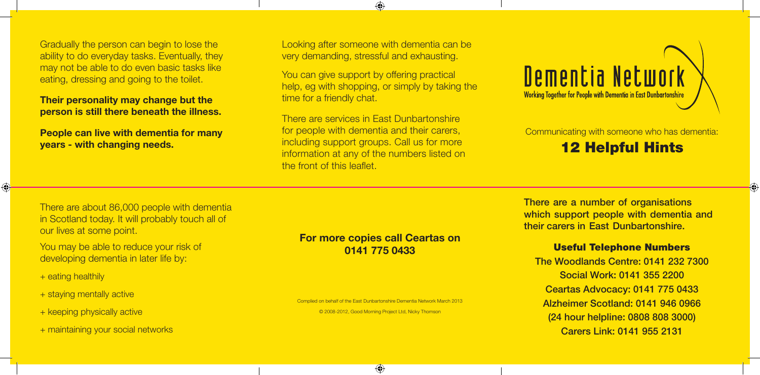Gradually the person can begin to lose the ability to do everyday tasks. Eventually, they may not be able to do even basic tasks like eating, dressing and going to the toilet.

**Their personality may change but the person is still there beneath the illness.**

**People can live with dementia for many years - with changing needs.**

Looking after someone with dementia can be very demanding, stressful and exhausting.

You can give support by offering practical help, eg with shopping, or simply by taking the time for a friendly chat.

There are services in East Dunbartonshire for people with dementia and their carers, including support groups. Call us for more information at any of the numbers listed on the front of this leaflet.

# Dementia Network

Working Together for People with Dementia in East Dunbartonshire

Communicating with someone who has dementia:

## 12 Helpful Hints

There are about 86,000 people with dementia in Scotland today. It will probably touch all of our lives at some point.

You may be able to reduce your risk of developing dementia in later life by:

+ eating healthily
+ staying mentally active
+ keeping physically active
+ maintaining your social networks

**For more copies call Ceartas on 0141 775 0433**

Complied on behalf of the East Dunbartonshire Dementia Network March 2013

© 2008-2012, Good Morning Project Ltd, Nicky Thomson

**There are a number of organisations which support people with dementia and their carers in East Dunbartonshire.**

### Useful Telephone Numbers

**The Woodlands Centre: 0141 232 7300**
**Social Work: 0141 355 2200**
**Ceartas Advocacy: 0141 775 0433**
**Alzheimer Scotland: 0141 946 0966**
**(24 hour helpline: 0808 808 3000)**
**Carers Link: 0141 955 2131**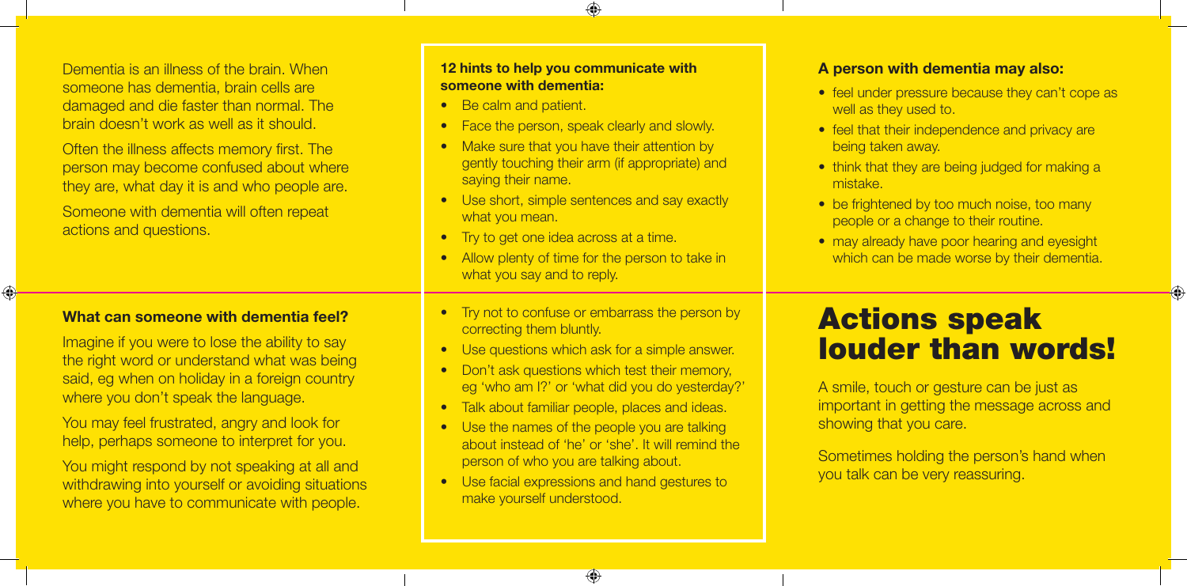Dementia is an illness of the brain. When someone has dementia, brain cells are damaged and die faster than normal. The brain doesn't work as well as it should.

Often the illness affects memory first. The person may become confused about where they are, what day it is and who people are.

Someone with dementia will often repeat actions and questions.

### What can someone with dementia feel?

Imagine if you were to lose the ability to say the right word or understand what was being said, eg when on holiday in a foreign country where you don't speak the language.

You may feel frustrated, angry and look for help, perhaps someone to interpret for you.

You might respond by not speaking at all and withdrawing into yourself or avoiding situations where you have to communicate with people.

### 12 hints to help you communicate with someone with dementia:

- Be calm and patient.
- Face the person, speak clearly and slowly.
- Make sure that you have their attention by gently touching their arm (if appropriate) and saying their name.
- Use short, simple sentences and say exactly what you mean.
- Try to get one idea across at a time.
- Allow plenty of time for the person to take in what you say and to reply.
- Try not to confuse or embarrass the person by correcting them bluntly.
- Use questions which ask for a simple answer.
- Don't ask questions which test their memory, eg 'who am I?' or 'what did you do yesterday?'
- Talk about familiar people, places and ideas.
- Use the names of the people you are talking about instead of 'he' or 'she'. It will remind the person of who you are talking about.
- Use facial expressions and hand gestures to make yourself understood.

### A person with dementia may also:

- feel under pressure because they can't cope as well as they used to.
- feel that their independence and privacy are being taken away.
- think that they are being judged for making a mistake.
- be frightened by too much noise, too many people or a change to their routine.
- may already have poor hearing and eyesight which can be made worse by their dementia.

# Actions speak louder than words!

A smile, touch or gesture can be just as important in getting the message across and showing that you care.

Sometimes holding the person's hand when you talk can be very reassuring.